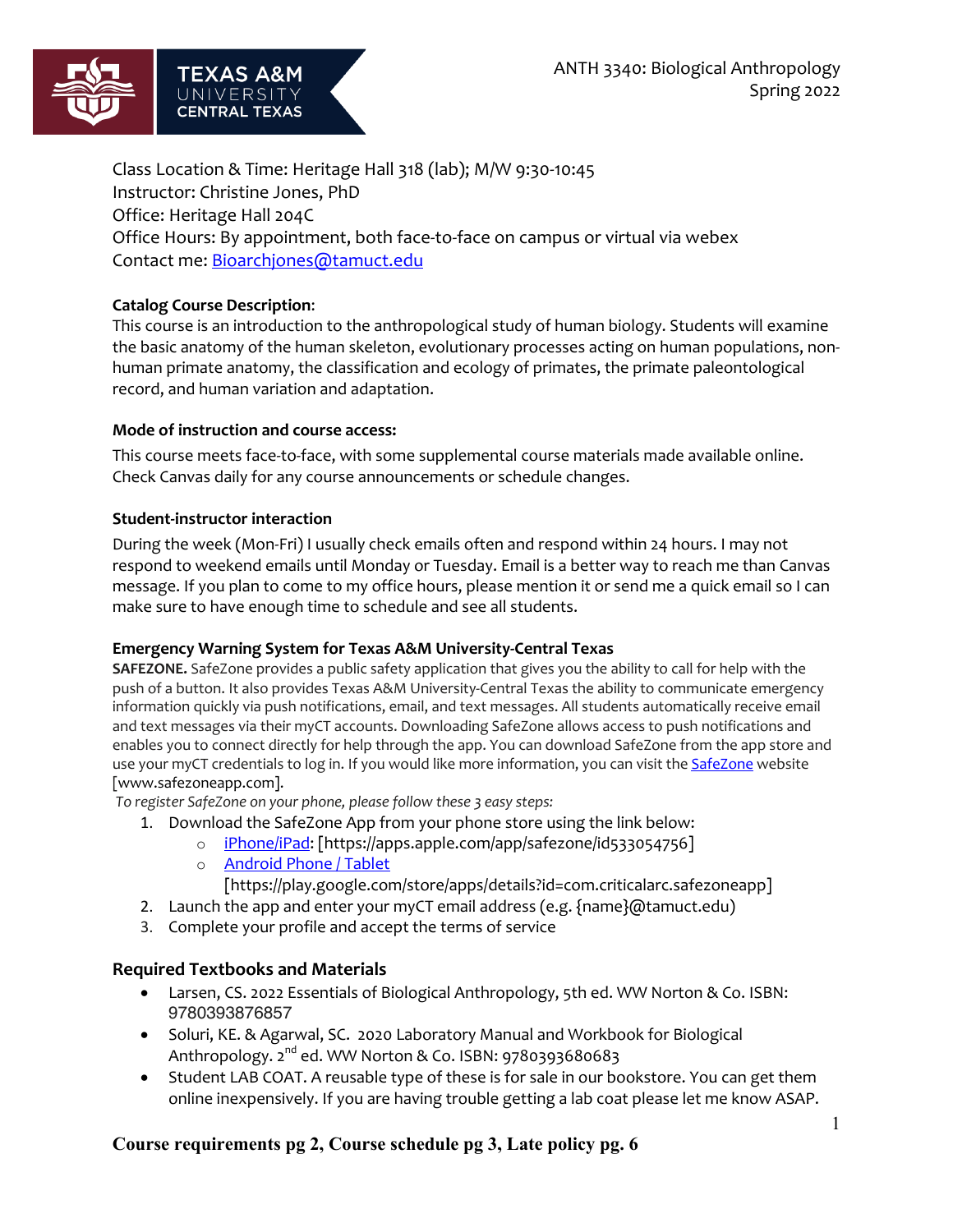ANTH 3340: Biological Anthropology
Spring 2022

Class Location & Time: Heritage Hall 318 (lab); M/W 9:30-10:45
Instructor: Christine Jones, PhD
Office: Heritage Hall 204C
Office Hours: By appointment, both face-to-face on campus or virtual via webex
Contact me: Bioarchjones@tamuct.edu

**Catalog Course Description**:
This course is an introduction to the anthropological study of human biology. Students will examine the basic anatomy of the human skeleton, evolutionary processes acting on human populations, non-human primate anatomy, the classification and ecology of primates, the primate paleontological record, and human variation and adaptation.

### Mode of instruction and course access:

This course meets face-to-face, with some supplemental course materials made available online. Check Canvas daily for any course announcements or schedule changes.

### Student-instructor interaction

During the week (Mon-Fri) I usually check emails often and respond within 24 hours. I may not respond to weekend emails until Monday or Tuesday. Email is a better way to reach me than Canvas message. If you plan to come to my office hours, please mention it or send me a quick email so I can make sure to have enough time to schedule and see all students.

### Emergency Warning System for Texas A&M University-Central Texas

**SAFEZONE.** SafeZone provides a public safety application that gives you the ability to call for help with the push of a button. It also provides Texas A&M University-Central Texas the ability to communicate emergency information quickly via push notifications, email, and text messages. All students automatically receive email and text messages via their myCT accounts. Downloading SafeZone allows access to push notifications and enables you to connect directly for help through the app. You can download SafeZone from the app store and use your myCT credentials to log in. If you would like more information, you can visit the SafeZone website [www.safezoneapp.com].

*To register SafeZone on your phone, please follow these 3 easy steps:*

1. Download the SafeZone App from your phone store using the link below:
   - iPhone/iPad: [https://apps.apple.com/app/safezone/id533054756]
   - Android Phone / Tablet [https://play.google.com/store/apps/details?id=com.criticalarc.safezoneapp]
2. Launch the app and enter your myCT email address (e.g. {name}@tamuct.edu)
3. Complete your profile and accept the terms of service

## Required Textbooks and Materials

- Larsen, CS. 2022 Essentials of Biological Anthropology, 5th ed. WW Norton & Co. ISBN: 9780393876857
- Soluri, KE. & Agarwal, SC. 2020 Laboratory Manual and Workbook for Biological Anthropology. 2nd ed. WW Norton & Co. ISBN: 9780393680683
- Student LAB COAT. A reusable type of these is for sale in our bookstore. You can get them online inexpensively. If you are having trouble getting a lab coat please let me know ASAP.

**Course requirements pg 2, Course schedule pg 3, Late policy pg. 6**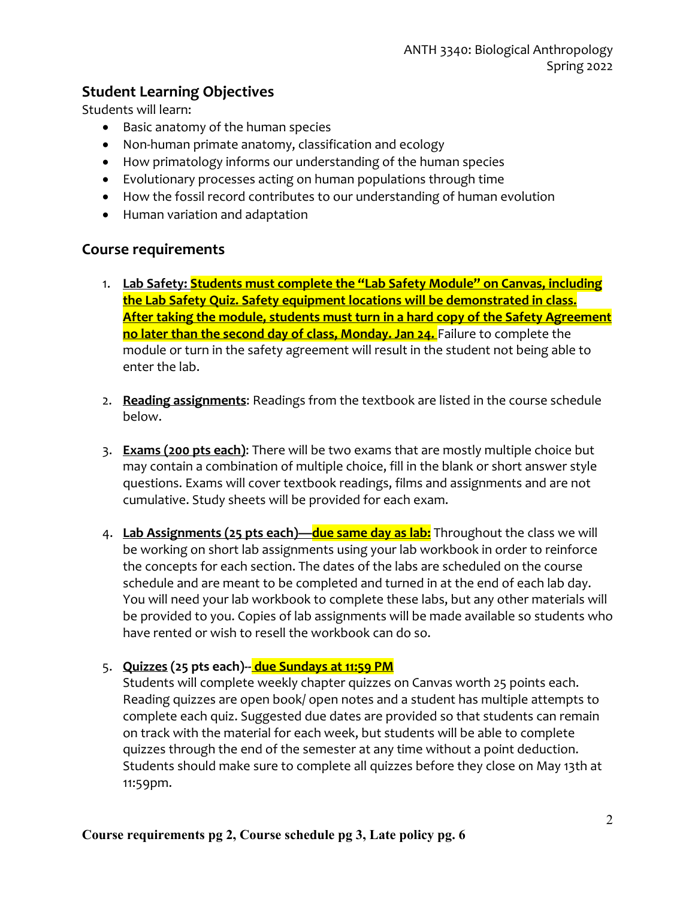## Student Learning Objectives

Students will learn:

- Basic anatomy of the human species
- Non-human primate anatomy, classification and ecology
- How primatology informs our understanding of the human species
- Evolutionary processes acting on human populations through time
- How the fossil record contributes to our understanding of human evolution
- Human variation and adaptation

## Course requirements

1. **Lab Safety: Students must complete the "Lab Safety Module" on Canvas, including the Lab Safety Quiz. Safety equipment locations will be demonstrated in class. After taking the module, students must turn in a hard copy of the Safety Agreement no later than the second day of class, Monday. Jan 24.** Failure to complete the module or turn in the safety agreement will result in the student not being able to enter the lab.

2. **Reading assignments**: Readings from the textbook are listed in the course schedule below.

3. **Exams (200 pts each)**: There will be two exams that are mostly multiple choice but may contain a combination of multiple choice, fill in the blank or short answer style questions. Exams will cover textbook readings, films and assignments and are not cumulative. Study sheets will be provided for each exam.

4. **Lab Assignments (25 pts each)—due same day as lab:** Throughout the class we will be working on short lab assignments using your lab workbook in order to reinforce the concepts for each section. The dates of the labs are scheduled on the course schedule and are meant to be completed and turned in at the end of each lab day. You will need your lab workbook to complete these labs, but any other materials will be provided to you. Copies of lab assignments will be made available so students who have rented or wish to resell the workbook can do so.

5. **Quizzes (25 pts each)-- due Sundays at 11:59 PM**
   Students will complete weekly chapter quizzes on Canvas worth 25 points each. Reading quizzes are open book/ open notes and a student has multiple attempts to complete each quiz. Suggested due dates are provided so that students can remain on track with the material for each week, but students will be able to complete quizzes through the end of the semester at any time without a point deduction. Students should make sure to complete all quizzes before they close on May 13th at 11:59pm.

**Course requirements pg 2, Course schedule pg 3, Late policy pg. 6**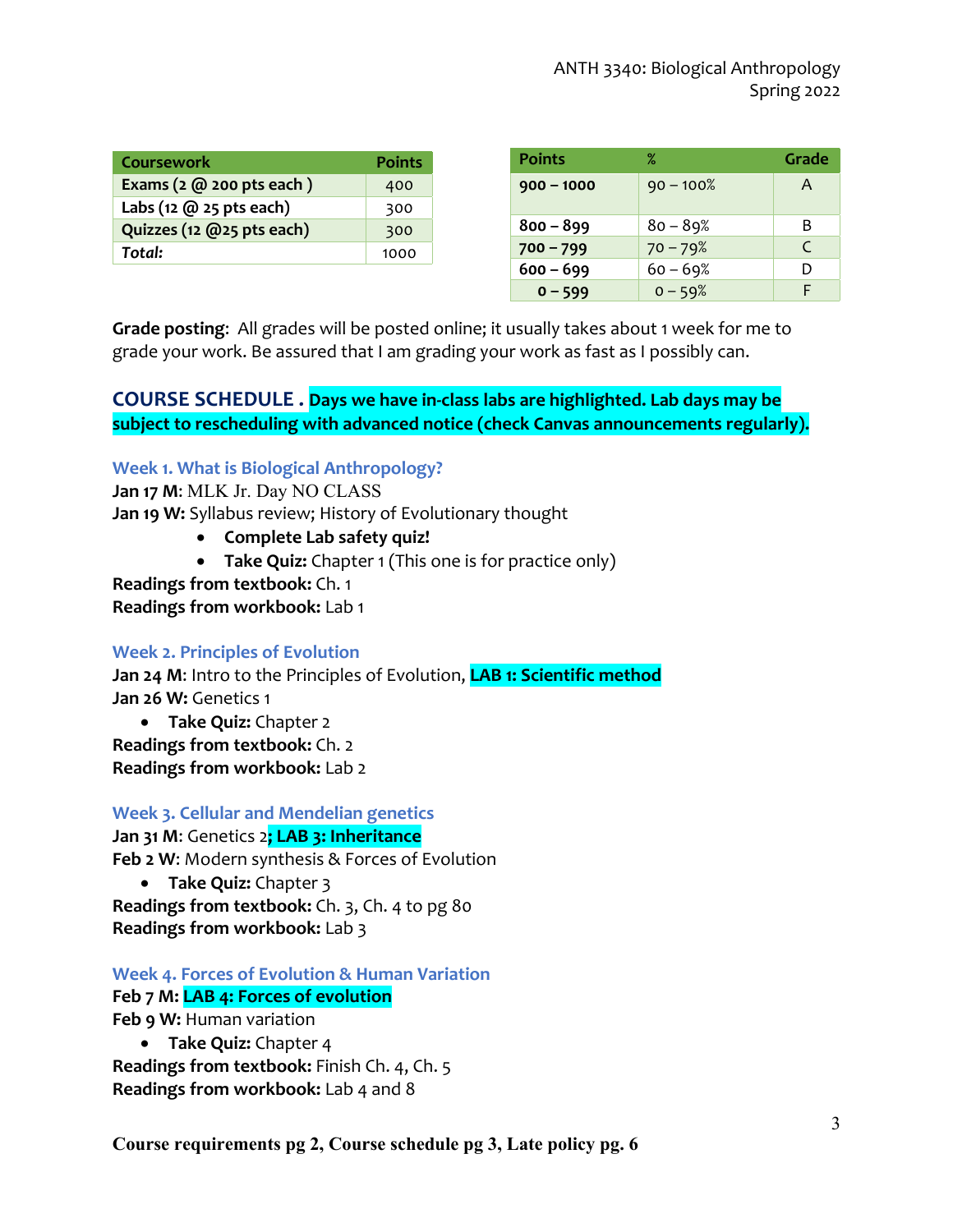| Coursework | Points |
|---|---|
| Exams (2 @ 200 pts each ) | 400 |
| Labs (12 @ 25 pts each) | 300 |
| Quizzes (12 @25 pts each) | 300 |
| *Total:* | 1000 |

| Points | % | Grade |
|---|---|---|
| 900 – 1000 | 90 – 100% | A |
| 800 – 899 | 80 – 89% | B |
| 700 – 799 | 70 – 79% | C |
| 600 – 699 | 60 – 69% | D |
| 0 – 599 | 0 – 59% | F |

**Grade posting**: All grades will be posted online; it usually takes about 1 week for me to grade your work. Be assured that I am grading your work as fast as I possibly can.

## COURSE SCHEDULE . **Days we have in-class labs are highlighted. Lab days may be subject to rescheduling with advanced notice (check Canvas announcements regularly).**

### Week 1. What is Biological Anthropology?

**Jan 17 M**: MLK Jr. Day NO CLASS
**Jan 19 W:** Syllabus review; History of Evolutionary thought

- **Complete Lab safety quiz!**
- **Take Quiz:** Chapter 1 (This one is for practice only)

**Readings from textbook:** Ch. 1
**Readings from workbook:** Lab 1

### Week 2. Principles of Evolution

**Jan 24 M**: Intro to the Principles of Evolution, **LAB 1: Scientific method**
**Jan 26 W:** Genetics 1

- **Take Quiz:** Chapter 2

**Readings from textbook:** Ch. 2
**Readings from workbook:** Lab 2

### Week 3. Cellular and Mendelian genetics

**Jan 31 M**: Genetics 2**; LAB 3: Inheritance**
**Feb 2 W**: Modern synthesis & Forces of Evolution

- **Take Quiz:** Chapter 3

**Readings from textbook:** Ch. 3, Ch. 4 to pg 80
**Readings from workbook:** Lab 3

### Week 4. Forces of Evolution & Human Variation

**Feb 7 M: LAB 4: Forces of evolution**
**Feb 9 W:** Human variation

- **Take Quiz:** Chapter 4

**Readings from textbook:** Finish Ch. 4, Ch. 5
**Readings from workbook:** Lab 4 and 8

**Course requirements pg 2, Course schedule pg 3, Late policy pg. 6**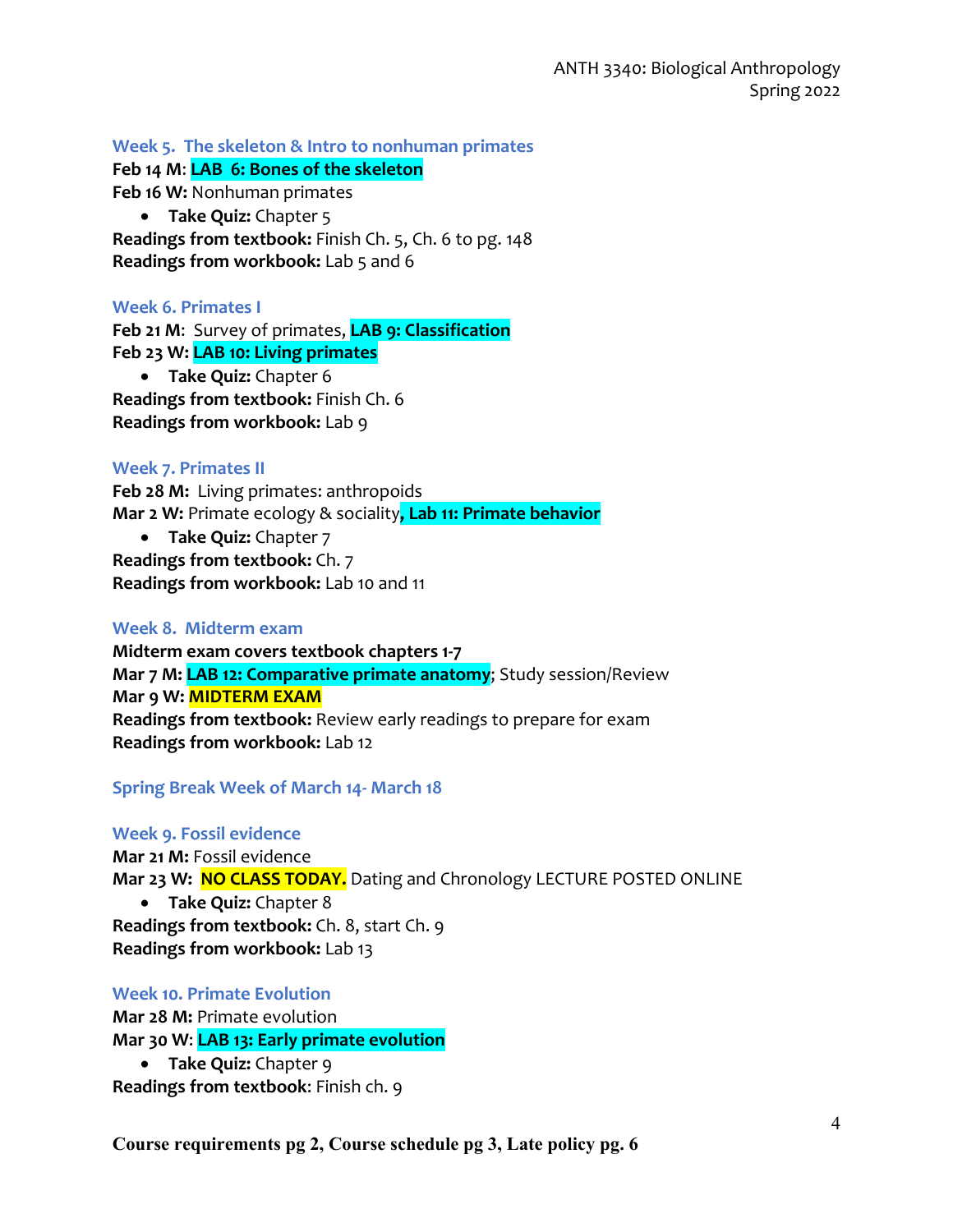### Week 5. The skeleton & Intro to nonhuman primates

**Feb 14 M**: **LAB 6: Bones of the skeleton**
**Feb 16 W:** Nonhuman primates

- **Take Quiz:** Chapter 5

**Readings from textbook:** Finish Ch. 5, Ch. 6 to pg. 148
**Readings from workbook:** Lab 5 and 6

### Week 6. Primates I

**Feb 21 M**: Survey of primates, **LAB 9: Classification**
**Feb 23 W: LAB 10: Living primates**

- **Take Quiz:** Chapter 6

**Readings from textbook:** Finish Ch. 6
**Readings from workbook:** Lab 9

### Week 7. Primates II

**Feb 28 M:** Living primates: anthropoids
**Mar 2 W:** Primate ecology & sociality**, Lab 11: Primate behavior**

- **Take Quiz:** Chapter 7

**Readings from textbook:** Ch. 7
**Readings from workbook:** Lab 10 and 11

### Week 8. Midterm exam

**Midterm exam covers textbook chapters 1-7**
**Mar 7 M: LAB 12: Comparative primate anatomy**; Study session/Review
**Mar 9 W: MIDTERM EXAM**
**Readings from textbook:** Review early readings to prepare for exam
**Readings from workbook:** Lab 12

### Spring Break Week of March 14- March 18

### Week 9. Fossil evidence

**Mar 21 M:** Fossil evidence
**Mar 23 W: NO CLASS TODAY.** Dating and Chronology LECTURE POSTED ONLINE

- **Take Quiz:** Chapter 8

**Readings from textbook:** Ch. 8, start Ch. 9
**Readings from workbook:** Lab 13

### Week 10. Primate Evolution

**Mar 28 M:** Primate evolution
**Mar 30 W**: **LAB 13: Early primate evolution**

- **Take Quiz:** Chapter 9

**Readings from textbook**: Finish ch. 9

**Course requirements pg 2, Course schedule pg 3, Late policy pg. 6**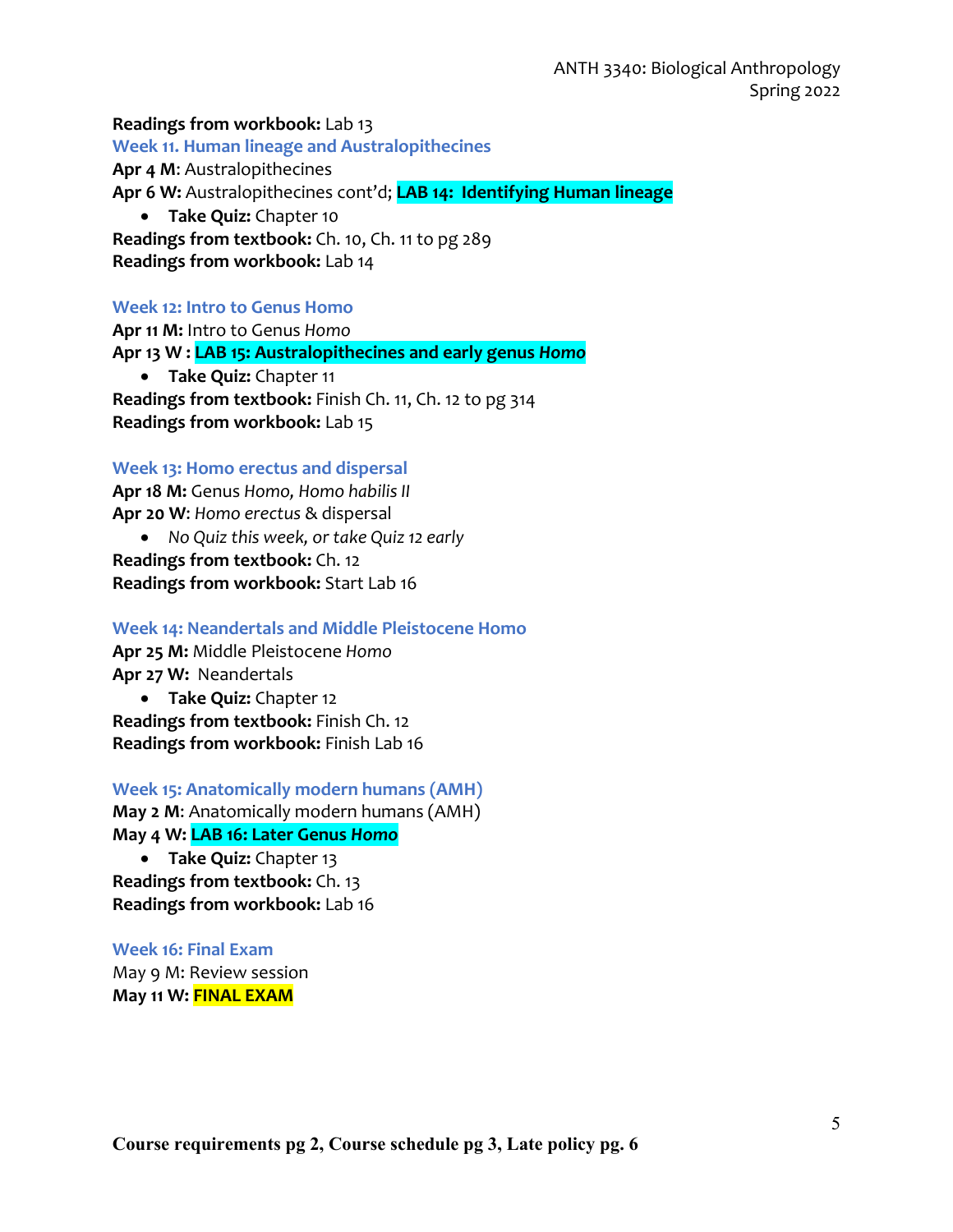**Readings from workbook:** Lab 13

### Week 11. Human lineage and Australopithecines

**Apr 4 M**: Australopithecines

**Apr 6 W:** Australopithecines cont'd; **LAB 14: Identifying Human lineage**

- **Take Quiz:** Chapter 10

**Readings from textbook:** Ch. 10, Ch. 11 to pg 289

**Readings from workbook:** Lab 14

### Week 12: Intro to Genus Homo

**Apr 11 M:** Intro to Genus *Homo*

**Apr 13 W : LAB 15: Australopithecines and early genus *Homo***

- **Take Quiz:** Chapter 11

**Readings from textbook:** Finish Ch. 11, Ch. 12 to pg 314

**Readings from workbook:** Lab 15

### Week 13: Homo erectus and dispersal

**Apr 18 M:** Genus *Homo, Homo habilis II*

**Apr 20 W**: *Homo erectus* & dispersal

- *No Quiz this week, or take Quiz 12 early*

**Readings from textbook:** Ch. 12

**Readings from workbook:** Start Lab 16

### Week 14: Neandertals and Middle Pleistocene Homo

**Apr 25 M:** Middle Pleistocene *Homo*

**Apr 27 W:** Neandertals

- **Take Quiz:** Chapter 12

**Readings from textbook:** Finish Ch. 12

**Readings from workbook:** Finish Lab 16

### Week 15: Anatomically modern humans (AMH)

**May 2 M**: Anatomically modern humans (AMH)

**May 4 W: LAB 16: Later Genus *Homo***

- **Take Quiz:** Chapter 13

**Readings from textbook:** Ch. 13

**Readings from workbook:** Lab 16

### Week 16: Final Exam

May 9 M: Review session

**May 11 W: FINAL EXAM**

**Course requirements pg 2, Course schedule pg 3, Late policy pg. 6**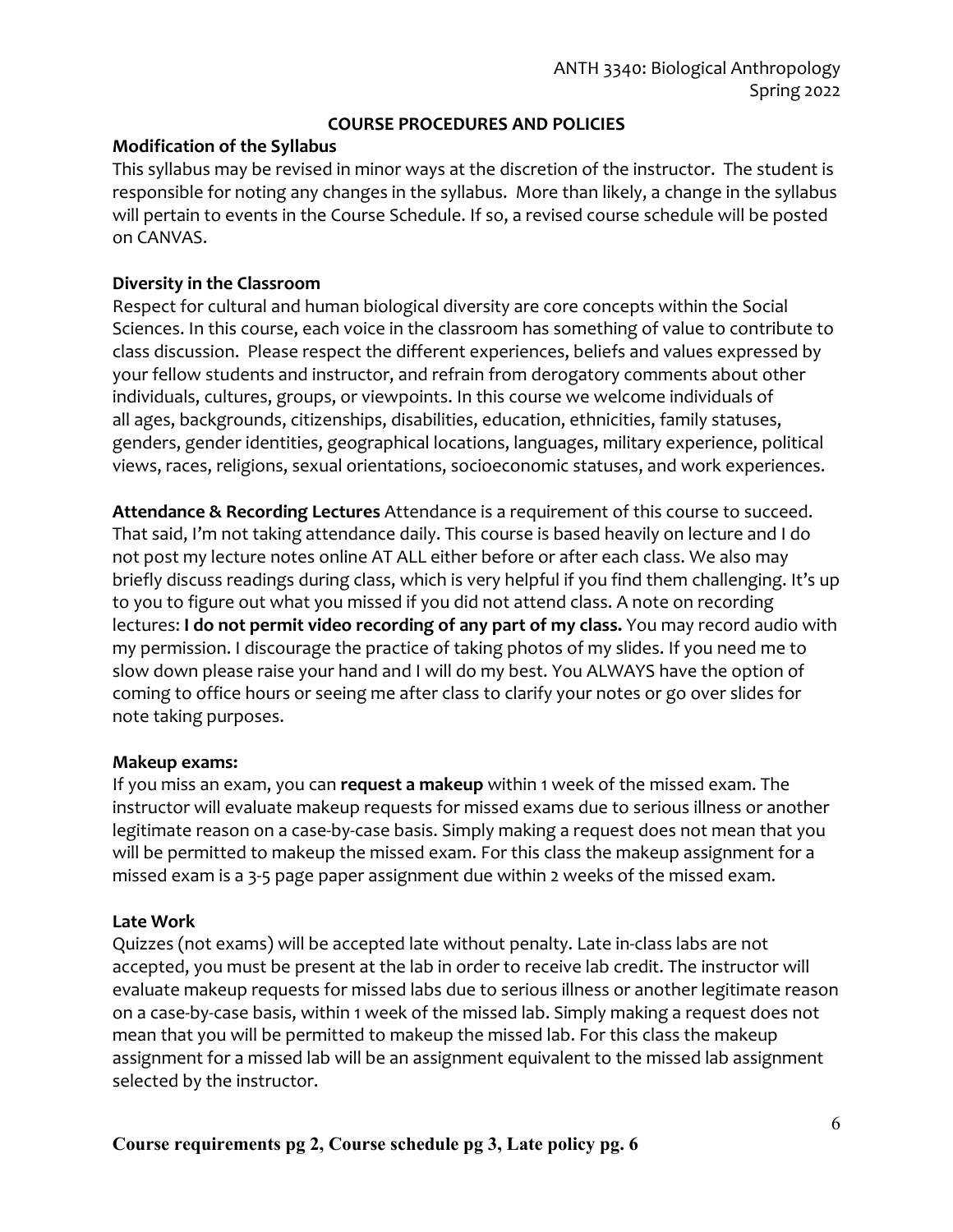## COURSE PROCEDURES AND POLICIES

### Modification of the Syllabus

This syllabus may be revised in minor ways at the discretion of the instructor. The student is responsible for noting any changes in the syllabus. More than likely, a change in the syllabus will pertain to events in the Course Schedule. If so, a revised course schedule will be posted on CANVAS.

### Diversity in the Classroom

Respect for cultural and human biological diversity are core concepts within the Social Sciences. In this course, each voice in the classroom has something of value to contribute to class discussion. Please respect the different experiences, beliefs and values expressed by your fellow students and instructor, and refrain from derogatory comments about other individuals, cultures, groups, or viewpoints. In this course we welcome individuals of all ages, backgrounds, citizenships, disabilities, education, ethnicities, family statuses, genders, gender identities, geographical locations, languages, military experience, political views, races, religions, sexual orientations, socioeconomic statuses, and work experiences.

**Attendance & Recording Lectures** Attendance is a requirement of this course to succeed. That said, I'm not taking attendance daily. This course is based heavily on lecture and I do not post my lecture notes online AT ALL either before or after each class. We also may briefly discuss readings during class, which is very helpful if you find them challenging. It's up to you to figure out what you missed if you did not attend class. A note on recording lectures: **I do not permit video recording of any part of my class.** You may record audio with my permission. I discourage the practice of taking photos of my slides. If you need me to slow down please raise your hand and I will do my best. You ALWAYS have the option of coming to office hours or seeing me after class to clarify your notes or go over slides for note taking purposes.

### Makeup exams:

If you miss an exam, you can **request a makeup** within 1 week of the missed exam. The instructor will evaluate makeup requests for missed exams due to serious illness or another legitimate reason on a case-by-case basis. Simply making a request does not mean that you will be permitted to makeup the missed exam. For this class the makeup assignment for a missed exam is a 3-5 page paper assignment due within 2 weeks of the missed exam.

### Late Work

Quizzes (not exams) will be accepted late without penalty. Late in-class labs are not accepted, you must be present at the lab in order to receive lab credit. The instructor will evaluate makeup requests for missed labs due to serious illness or another legitimate reason on a case-by-case basis, within 1 week of the missed lab. Simply making a request does not mean that you will be permitted to makeup the missed lab. For this class the makeup assignment for a missed lab will be an assignment equivalent to the missed lab assignment selected by the instructor.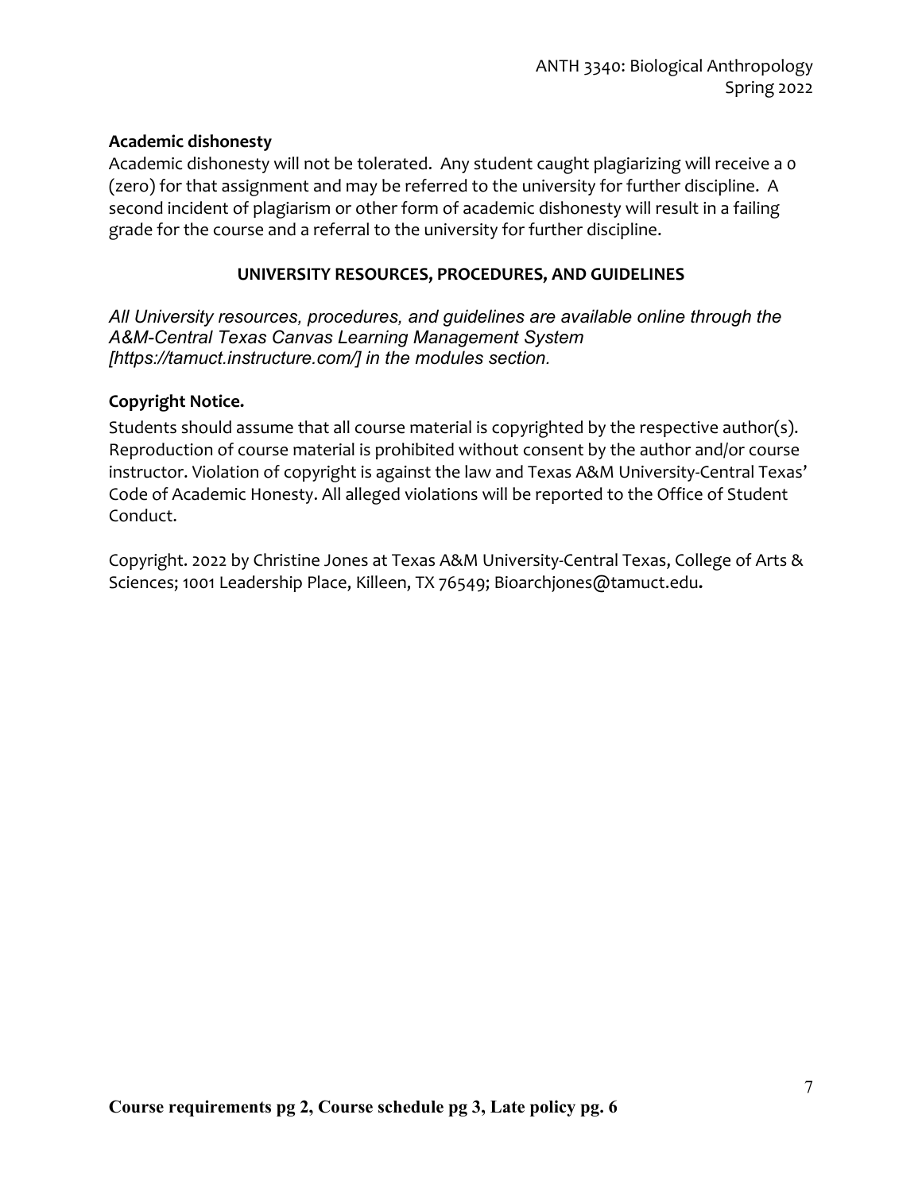**Academic dishonesty**

Academic dishonesty will not be tolerated. Any student caught plagiarizing will receive a 0 (zero) for that assignment and may be referred to the university for further discipline. A second incident of plagiarism or other form of academic dishonesty will result in a failing grade for the course and a referral to the university for further discipline.

**UNIVERSITY RESOURCES, PROCEDURES, AND GUIDELINES**

*All University resources, procedures, and guidelines are available online through the A&M-Central Texas Canvas Learning Management System [https://tamuct.instructure.com/] in the modules section.*

**Copyright Notice.**

Students should assume that all course material is copyrighted by the respective author(s). Reproduction of course material is prohibited without consent by the author and/or course instructor. Violation of copyright is against the law and Texas A&M University-Central Texas' Code of Academic Honesty. All alleged violations will be reported to the Office of Student Conduct.

Copyright. 2022 by Christine Jones at Texas A&M University-Central Texas, College of Arts & Sciences; 1001 Leadership Place, Killeen, TX 76549; Bioarchjones@tamuct.edu**.**

**Course requirements pg 2, Course schedule pg 3, Late policy pg. 6**